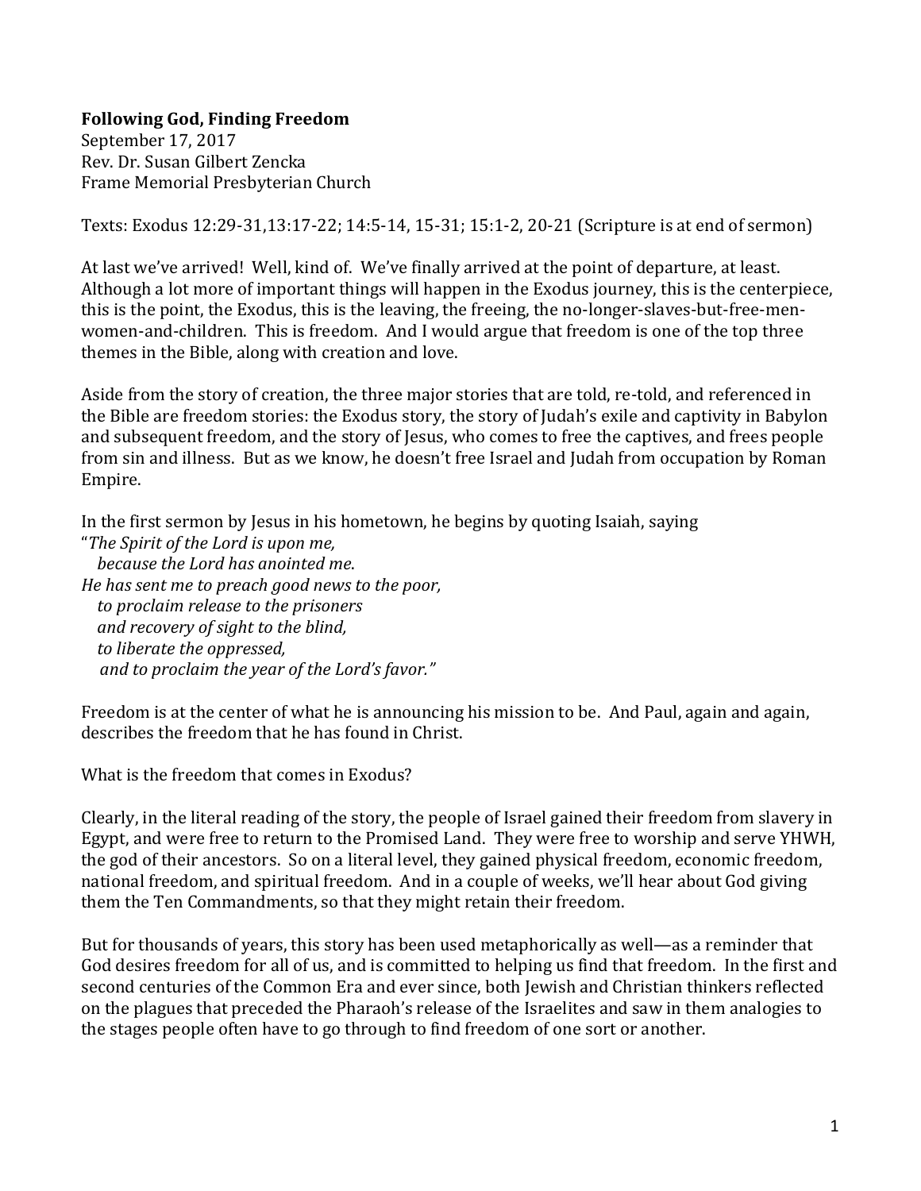**Following God, Finding Freedom**
September 17, 2017
Rev. Dr. Susan Gilbert Zencka
Frame Memorial Presbyterian Church

Texts: Exodus 12:29-31,13:17-22; 14:5-14, 15-31; 15:1-2, 20-21 (Scripture is at end of sermon)

At last we've arrived! Well, kind of. We've finally arrived at the point of departure, at least. Although a lot more of important things will happen in the Exodus journey, this is the centerpiece, this is the point, the Exodus, this is the leaving, the freeing, the no-longer-slaves-but-free-men-women-and-children. This is freedom. And I would argue that freedom is one of the top three themes in the Bible, along with creation and love.

Aside from the story of creation, the three major stories that are told, re-told, and referenced in the Bible are freedom stories: the Exodus story, the story of Judah's exile and captivity in Babylon and subsequent freedom, and the story of Jesus, who comes to free the captives, and frees people from sin and illness. But as we know, he doesn't free Israel and Judah from occupation by Roman Empire.

In the first sermon by Jesus in his hometown, he begins by quoting Isaiah, saying

"*The Spirit of the Lord is upon me,*
*because the Lord has anointed me.*
*He has sent me to preach good news to the poor,*
*to proclaim release to the prisoners*
*and recovery of sight to the blind,*
*to liberate the oppressed,*
*and to proclaim the year of the Lord's favor."*

Freedom is at the center of what he is announcing his mission to be. And Paul, again and again, describes the freedom that he has found in Christ.

What is the freedom that comes in Exodus?

Clearly, in the literal reading of the story, the people of Israel gained their freedom from slavery in Egypt, and were free to return to the Promised Land. They were free to worship and serve YHWH, the god of their ancestors. So on a literal level, they gained physical freedom, economic freedom, national freedom, and spiritual freedom. And in a couple of weeks, we'll hear about God giving them the Ten Commandments, so that they might retain their freedom.

But for thousands of years, this story has been used metaphorically as well—as a reminder that God desires freedom for all of us, and is committed to helping us find that freedom. In the first and second centuries of the Common Era and ever since, both Jewish and Christian thinkers reflected on the plagues that preceded the Pharaoh's release of the Israelites and saw in them analogies to the stages people often have to go through to find freedom of one sort or another.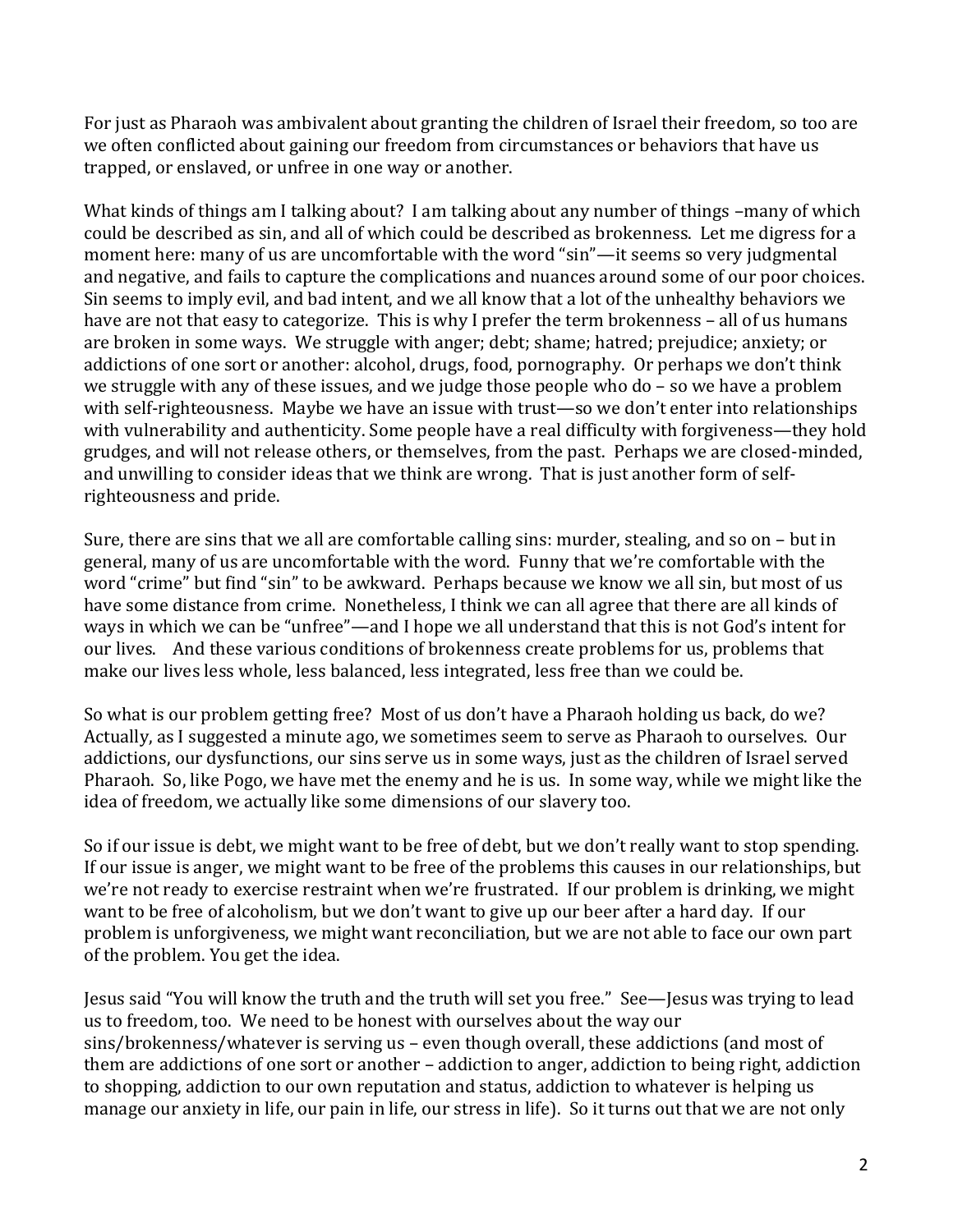For just as Pharaoh was ambivalent about granting the children of Israel their freedom, so too are we often conflicted about gaining our freedom from circumstances or behaviors that have us trapped, or enslaved, or unfree in one way or another.

What kinds of things am I talking about? I am talking about any number of things –many of which could be described as sin, and all of which could be described as brokenness. Let me digress for a moment here: many of us are uncomfortable with the word "sin"—it seems so very judgmental and negative, and fails to capture the complications and nuances around some of our poor choices. Sin seems to imply evil, and bad intent, and we all know that a lot of the unhealthy behaviors we have are not that easy to categorize. This is why I prefer the term brokenness – all of us humans are broken in some ways. We struggle with anger; debt; shame; hatred; prejudice; anxiety; or addictions of one sort or another: alcohol, drugs, food, pornography. Or perhaps we don't think we struggle with any of these issues, and we judge those people who do – so we have a problem with self-righteousness. Maybe we have an issue with trust—so we don't enter into relationships with vulnerability and authenticity. Some people have a real difficulty with forgiveness—they hold grudges, and will not release others, or themselves, from the past. Perhaps we are closed-minded, and unwilling to consider ideas that we think are wrong. That is just another form of self-righteousness and pride.

Sure, there are sins that we all are comfortable calling sins: murder, stealing, and so on – but in general, many of us are uncomfortable with the word. Funny that we're comfortable with the word "crime" but find "sin" to be awkward. Perhaps because we know we all sin, but most of us have some distance from crime. Nonetheless, I think we can all agree that there are all kinds of ways in which we can be "unfree"—and I hope we all understand that this is not God's intent for our lives. And these various conditions of brokenness create problems for us, problems that make our lives less whole, less balanced, less integrated, less free than we could be.

So what is our problem getting free? Most of us don't have a Pharaoh holding us back, do we? Actually, as I suggested a minute ago, we sometimes seem to serve as Pharaoh to ourselves. Our addictions, our dysfunctions, our sins serve us in some ways, just as the children of Israel served Pharaoh. So, like Pogo, we have met the enemy and he is us. In some way, while we might like the idea of freedom, we actually like some dimensions of our slavery too.

So if our issue is debt, we might want to be free of debt, but we don't really want to stop spending. If our issue is anger, we might want to be free of the problems this causes in our relationships, but we're not ready to exercise restraint when we're frustrated. If our problem is drinking, we might want to be free of alcoholism, but we don't want to give up our beer after a hard day. If our problem is unforgiveness, we might want reconciliation, but we are not able to face our own part of the problem. You get the idea.

Jesus said "You will know the truth and the truth will set you free." See—Jesus was trying to lead us to freedom, too. We need to be honest with ourselves about the way our sins/brokenness/whatever is serving us – even though overall, these addictions (and most of them are addictions of one sort or another – addiction to anger, addiction to being right, addiction to shopping, addiction to our own reputation and status, addiction to whatever is helping us manage our anxiety in life, our pain in life, our stress in life). So it turns out that we are not only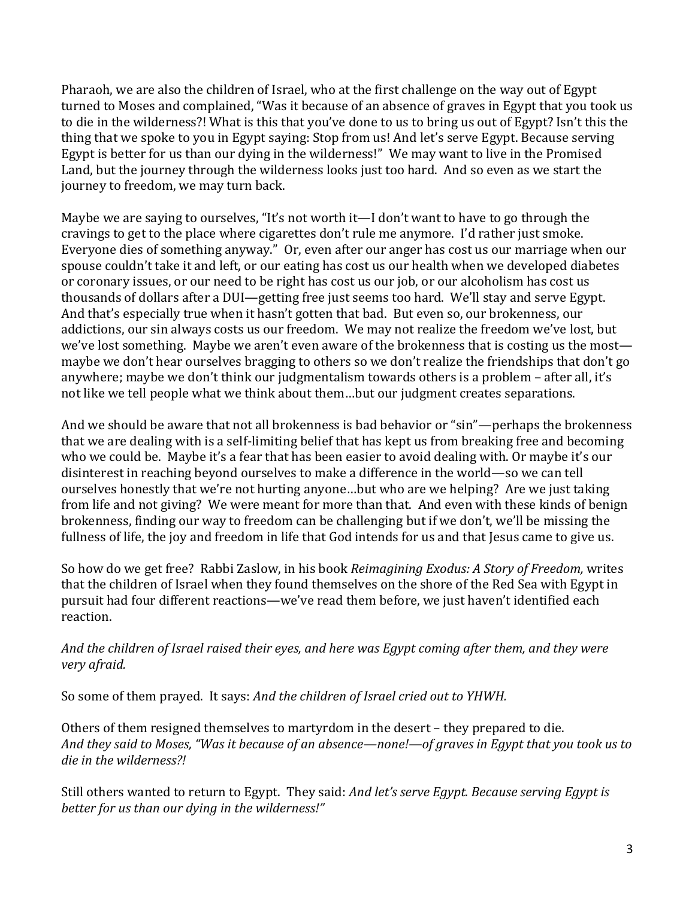Pharaoh, we are also the children of Israel, who at the first challenge on the way out of Egypt turned to Moses and complained, "Was it because of an absence of graves in Egypt that you took us to die in the wilderness?! What is this that you've done to us to bring us out of Egypt? Isn't this the thing that we spoke to you in Egypt saying: Stop from us! And let's serve Egypt. Because serving Egypt is better for us than our dying in the wilderness!" We may want to live in the Promised Land, but the journey through the wilderness looks just too hard. And so even as we start the journey to freedom, we may turn back.

Maybe we are saying to ourselves, "It's not worth it—I don't want to have to go through the cravings to get to the place where cigarettes don't rule me anymore. I'd rather just smoke. Everyone dies of something anyway." Or, even after our anger has cost us our marriage when our spouse couldn't take it and left, or our eating has cost us our health when we developed diabetes or coronary issues, or our need to be right has cost us our job, or our alcoholism has cost us thousands of dollars after a DUI—getting free just seems too hard. We'll stay and serve Egypt. And that's especially true when it hasn't gotten that bad. But even so, our brokenness, our addictions, our sin always costs us our freedom. We may not realize the freedom we've lost, but we've lost something. Maybe we aren't even aware of the brokenness that is costing us the most—maybe we don't hear ourselves bragging to others so we don't realize the friendships that don't go anywhere; maybe we don't think our judgmentalism towards others is a problem – after all, it's not like we tell people what we think about them…but our judgment creates separations.

And we should be aware that not all brokenness is bad behavior or "sin"—perhaps the brokenness that we are dealing with is a self-limiting belief that has kept us from breaking free and becoming who we could be. Maybe it's a fear that has been easier to avoid dealing with. Or maybe it's our disinterest in reaching beyond ourselves to make a difference in the world—so we can tell ourselves honestly that we're not hurting anyone…but who are we helping? Are we just taking from life and not giving? We were meant for more than that. And even with these kinds of benign brokenness, finding our way to freedom can be challenging but if we don't, we'll be missing the fullness of life, the joy and freedom in life that God intends for us and that Jesus came to give us.

So how do we get free? Rabbi Zaslow, in his book *Reimagining Exodus: A Story of Freedom,* writes that the children of Israel when they found themselves on the shore of the Red Sea with Egypt in pursuit had four different reactions—we've read them before, we just haven't identified each reaction.

*And the children of Israel raised their eyes, and here was Egypt coming after them, and they were very afraid.*

So some of them prayed. It says: *And the children of Israel cried out to YHWH.*

Others of them resigned themselves to martyrdom in the desert – they prepared to die. *And they said to Moses, "Was it because of an absence—none!—of graves in Egypt that you took us to die in the wilderness?!*

Still others wanted to return to Egypt. They said: *And let's serve Egypt. Because serving Egypt is better for us than our dying in the wilderness!"*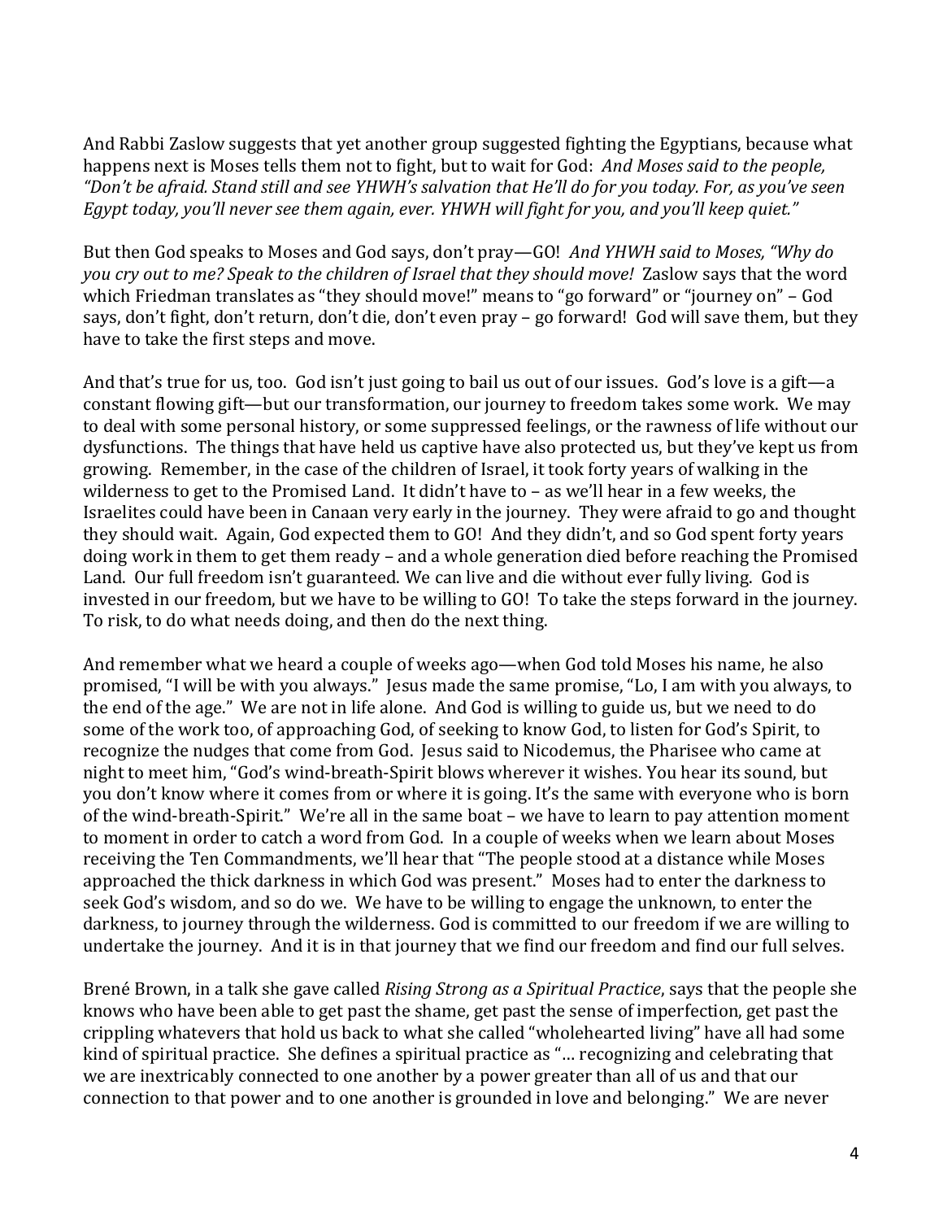And Rabbi Zaslow suggests that yet another group suggested fighting the Egyptians, because what happens next is Moses tells them not to fight, but to wait for God: *And Moses said to the people, "Don't be afraid. Stand still and see YHWH's salvation that He'll do for you today. For, as you've seen Egypt today, you'll never see them again, ever. YHWH will fight for you, and you'll keep quiet."*

But then God speaks to Moses and God says, don't pray—GO! *And YHWH said to Moses, "Why do you cry out to me? Speak to the children of Israel that they should move!* Zaslow says that the word which Friedman translates as "they should move!" means to "go forward" or "journey on" – God says, don't fight, don't return, don't die, don't even pray – go forward! God will save them, but they have to take the first steps and move.

And that's true for us, too. God isn't just going to bail us out of our issues. God's love is a gift—a constant flowing gift—but our transformation, our journey to freedom takes some work. We may to deal with some personal history, or some suppressed feelings, or the rawness of life without our dysfunctions. The things that have held us captive have also protected us, but they've kept us from growing. Remember, in the case of the children of Israel, it took forty years of walking in the wilderness to get to the Promised Land. It didn't have to – as we'll hear in a few weeks, the Israelites could have been in Canaan very early in the journey. They were afraid to go and thought they should wait. Again, God expected them to GO! And they didn't, and so God spent forty years doing work in them to get them ready – and a whole generation died before reaching the Promised Land. Our full freedom isn't guaranteed. We can live and die without ever fully living. God is invested in our freedom, but we have to be willing to GO! To take the steps forward in the journey. To risk, to do what needs doing, and then do the next thing.

And remember what we heard a couple of weeks ago—when God told Moses his name, he also promised, "I will be with you always." Jesus made the same promise, "Lo, I am with you always, to the end of the age." We are not in life alone. And God is willing to guide us, but we need to do some of the work too, of approaching God, of seeking to know God, to listen for God's Spirit, to recognize the nudges that come from God. Jesus said to Nicodemus, the Pharisee who came at night to meet him, "God's wind-breath-Spirit blows wherever it wishes. You hear its sound, but you don't know where it comes from or where it is going. It's the same with everyone who is born of the wind-breath-Spirit." We're all in the same boat – we have to learn to pay attention moment to moment in order to catch a word from God. In a couple of weeks when we learn about Moses receiving the Ten Commandments, we'll hear that "The people stood at a distance while Moses approached the thick darkness in which God was present." Moses had to enter the darkness to seek God's wisdom, and so do we. We have to be willing to engage the unknown, to enter the darkness, to journey through the wilderness. God is committed to our freedom if we are willing to undertake the journey. And it is in that journey that we find our freedom and find our full selves.

Brené Brown, in a talk she gave called *Rising Strong as a Spiritual Practice*, says that the people she knows who have been able to get past the shame, get past the sense of imperfection, get past the crippling whatevers that hold us back to what she called "wholehearted living" have all had some kind of spiritual practice. She defines a spiritual practice as "… recognizing and celebrating that we are inextricably connected to one another by a power greater than all of us and that our connection to that power and to one another is grounded in love and belonging." We are never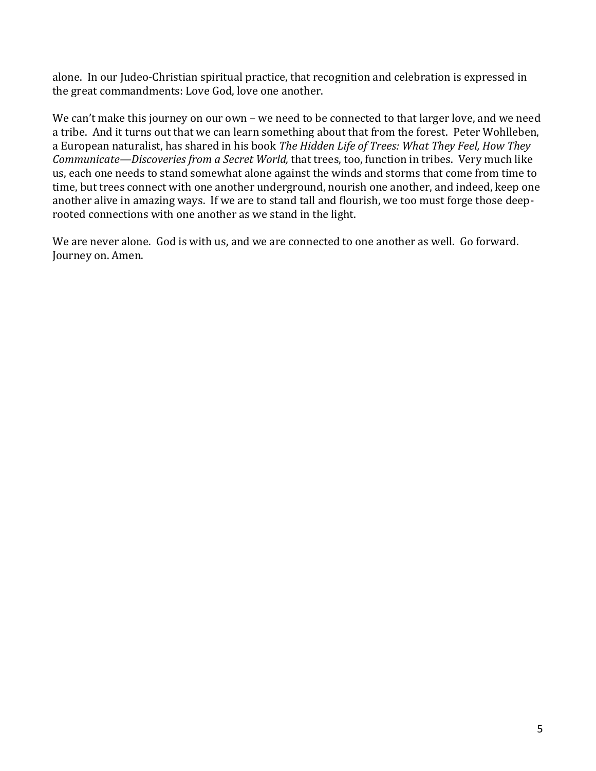alone. In our Judeo-Christian spiritual practice, that recognition and celebration is expressed in the great commandments: Love God, love one another.

We can't make this journey on our own – we need to be connected to that larger love, and we need a tribe. And it turns out that we can learn something about that from the forest. Peter Wohlleben, a European naturalist, has shared in his book *The Hidden Life of Trees: What They Feel, How They Communicate—Discoveries from a Secret World,* that trees, too, function in tribes. Very much like us, each one needs to stand somewhat alone against the winds and storms that come from time to time, but trees connect with one another underground, nourish one another, and indeed, keep one another alive in amazing ways. If we are to stand tall and flourish, we too must forge those deep-rooted connections with one another as we stand in the light.

We are never alone. God is with us, and we are connected to one another as well. Go forward. Journey on. Amen.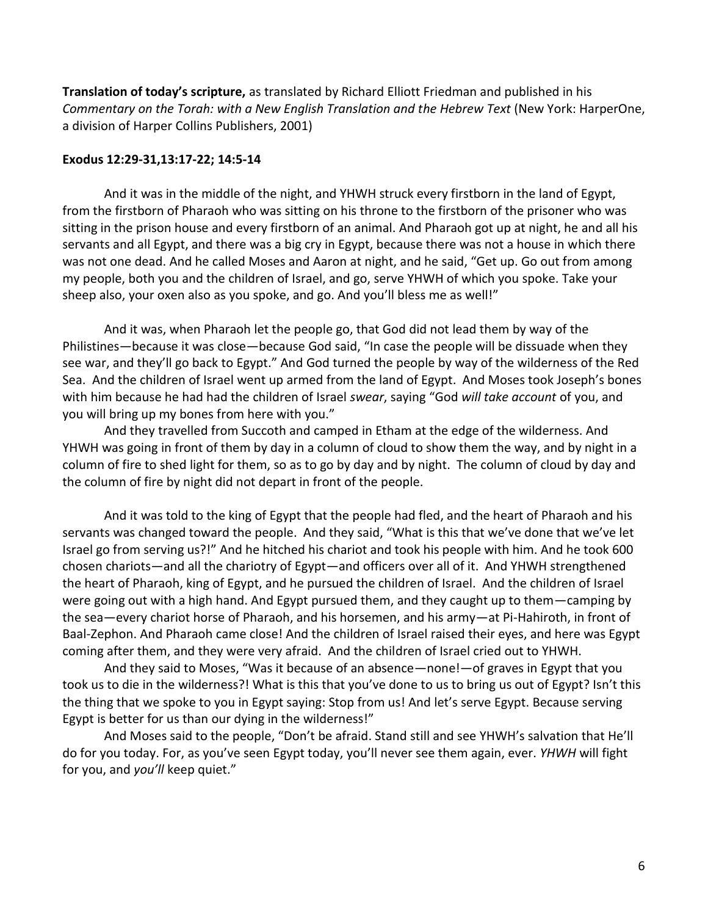**Translation of today's scripture,** as translated by Richard Elliott Friedman and published in his *Commentary on the Torah: with a New English Translation and the Hebrew Text* (New York: HarperOne, a division of Harper Collins Publishers, 2001)

**Exodus 12:29-31,13:17-22; 14:5-14**

And it was in the middle of the night, and YHWH struck every firstborn in the land of Egypt, from the firstborn of Pharaoh who was sitting on his throne to the firstborn of the prisoner who was sitting in the prison house and every firstborn of an animal. And Pharaoh got up at night, he and all his servants and all Egypt, and there was a big cry in Egypt, because there was not a house in which there was not one dead. And he called Moses and Aaron at night, and he said, "Get up. Go out from among my people, both you and the children of Israel, and go, serve YHWH of which you spoke. Take your sheep also, your oxen also as you spoke, and go. And you'll bless me as well!"

And it was, when Pharaoh let the people go, that God did not lead them by way of the Philistines—because it was close—because God said, "In case the people will be dissuade when they see war, and they'll go back to Egypt." And God turned the people by way of the wilderness of the Red Sea. And the children of Israel went up armed from the land of Egypt. And Moses took Joseph's bones with him because he had had the children of Israel *swear*, saying "God *will take account* of you, and you will bring up my bones from here with you."

And they travelled from Succoth and camped in Etham at the edge of the wilderness. And YHWH was going in front of them by day in a column of cloud to show them the way, and by night in a column of fire to shed light for them, so as to go by day and by night. The column of cloud by day and the column of fire by night did not depart in front of the people.

And it was told to the king of Egypt that the people had fled, and the heart of Pharaoh and his servants was changed toward the people. And they said, "What is this that we've done that we've let Israel go from serving us?!" And he hitched his chariot and took his people with him. And he took 600 chosen chariots—and all the chariotry of Egypt—and officers over all of it. And YHWH strengthened the heart of Pharaoh, king of Egypt, and he pursued the children of Israel. And the children of Israel were going out with a high hand. And Egypt pursued them, and they caught up to them—camping by the sea—every chariot horse of Pharaoh, and his horsemen, and his army—at Pi-Hahiroth, in front of Baal-Zephon. And Pharaoh came close! And the children of Israel raised their eyes, and here was Egypt coming after them, and they were very afraid. And the children of Israel cried out to YHWH.

And they said to Moses, "Was it because of an absence—none!—of graves in Egypt that you took us to die in the wilderness?! What is this that you've done to us to bring us out of Egypt? Isn't this the thing that we spoke to you in Egypt saying: Stop from us! And let's serve Egypt. Because serving Egypt is better for us than our dying in the wilderness!"

And Moses said to the people, "Don't be afraid. Stand still and see YHWH's salvation that He'll do for you today. For, as you've seen Egypt today, you'll never see them again, ever. *YHWH* will fight for you, and *you'll* keep quiet."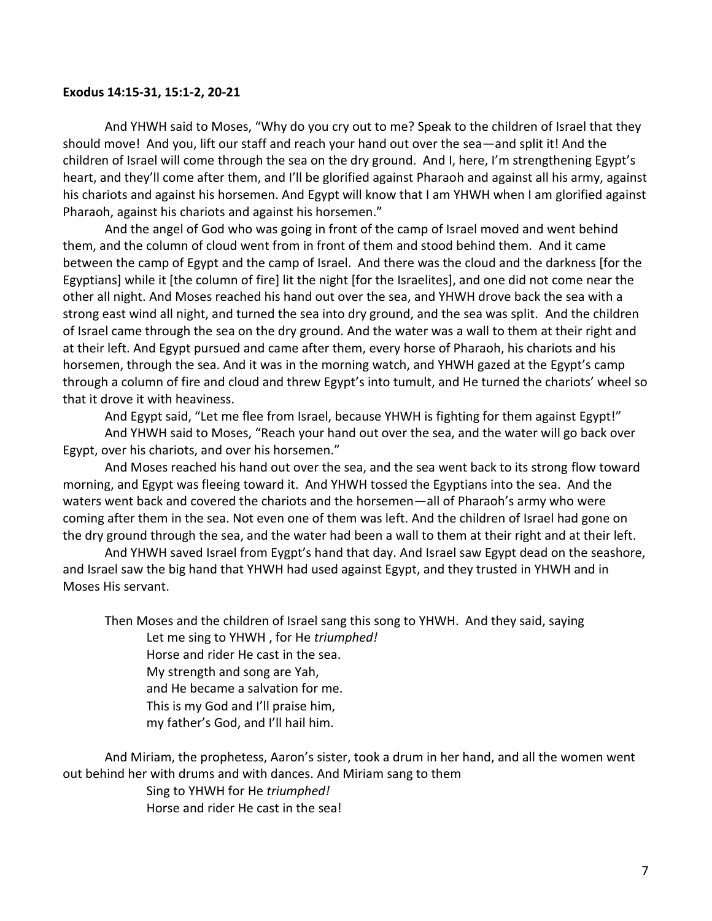**Exodus 14:15-31, 15:1-2, 20-21**

And YHWH said to Moses, "Why do you cry out to me? Speak to the children of Israel that they should move! And you, lift our staff and reach your hand out over the sea—and split it! And the children of Israel will come through the sea on the dry ground. And I, here, I'm strengthening Egypt's heart, and they'll come after them, and I'll be glorified against Pharaoh and against all his army, against his chariots and against his horsemen. And Egypt will know that I am YHWH when I am glorified against Pharaoh, against his chariots and against his horsemen."

And the angel of God who was going in front of the camp of Israel moved and went behind them, and the column of cloud went from in front of them and stood behind them. And it came between the camp of Egypt and the camp of Israel. And there was the cloud and the darkness [for the Egyptians] while it [the column of fire] lit the night [for the Israelites], and one did not come near the other all night. And Moses reached his hand out over the sea, and YHWH drove back the sea with a strong east wind all night, and turned the sea into dry ground, and the sea was split. And the children of Israel came through the sea on the dry ground. And the water was a wall to them at their right and at their left. And Egypt pursued and came after them, every horse of Pharaoh, his chariots and his horsemen, through the sea. And it was in the morning watch, and YHWH gazed at the Egypt's camp through a column of fire and cloud and threw Egypt's into tumult, and He turned the chariots' wheel so that it drove it with heaviness.

And Egypt said, "Let me flee from Israel, because YHWH is fighting for them against Egypt!"

And YHWH said to Moses, "Reach your hand out over the sea, and the water will go back over Egypt, over his chariots, and over his horsemen."

And Moses reached his hand out over the sea, and the sea went back to its strong flow toward morning, and Egypt was fleeing toward it. And YHWH tossed the Egyptians into the sea. And the waters went back and covered the chariots and the horsemen—all of Pharaoh's army who were coming after them in the sea. Not even one of them was left. And the children of Israel had gone on the dry ground through the sea, and the water had been a wall to them at their right and at their left.

And YHWH saved Israel from Eygpt's hand that day. And Israel saw Egypt dead on the seashore, and Israel saw the big hand that YHWH had used against Egypt, and they trusted in YHWH and in Moses His servant.

Then Moses and the children of Israel sang this song to YHWH. And they said, saying

Let me sing to YHWH , for He *triumphed!*
Horse and rider He cast in the sea.
My strength and song are Yah,
and He became a salvation for me.
This is my God and I'll praise him,
my father's God, and I'll hail him.

And Miriam, the prophetess, Aaron's sister, took a drum in her hand, and all the women went out behind her with drums and with dances. And Miriam sang to them

Sing to YHWH for He *triumphed!*
Horse and rider He cast in the sea!